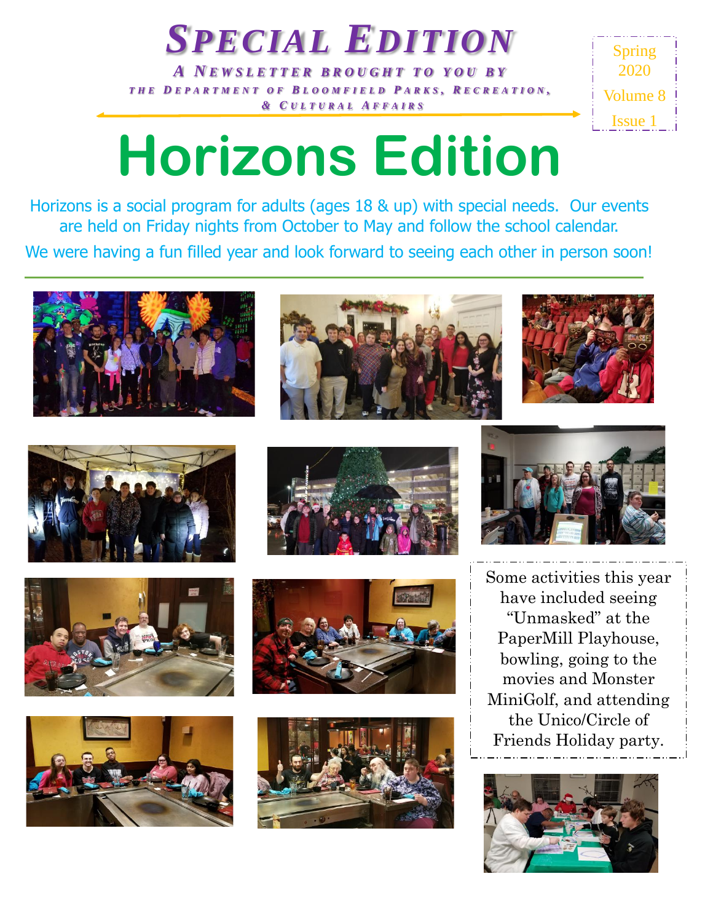# *Special Edition*

***A Newsletter brought to you by the Department of Bloomfield Parks, Recreation, & Cultural Affairs***

Spring 2020
Volume 8
Issue 1

# Horizons Edition

Horizons is a social program for adults (ages 18 & up) with special needs. Our events are held on Friday nights from October to May and follow the school calendar.

We were having a fun filled year and look forward to seeing each other in person soon!

Some activities this year have included seeing "Unmasked" at the PaperMill Playhouse, bowling, going to the movies and Monster MiniGolf, and attending the Unico/Circle of Friends Holiday party.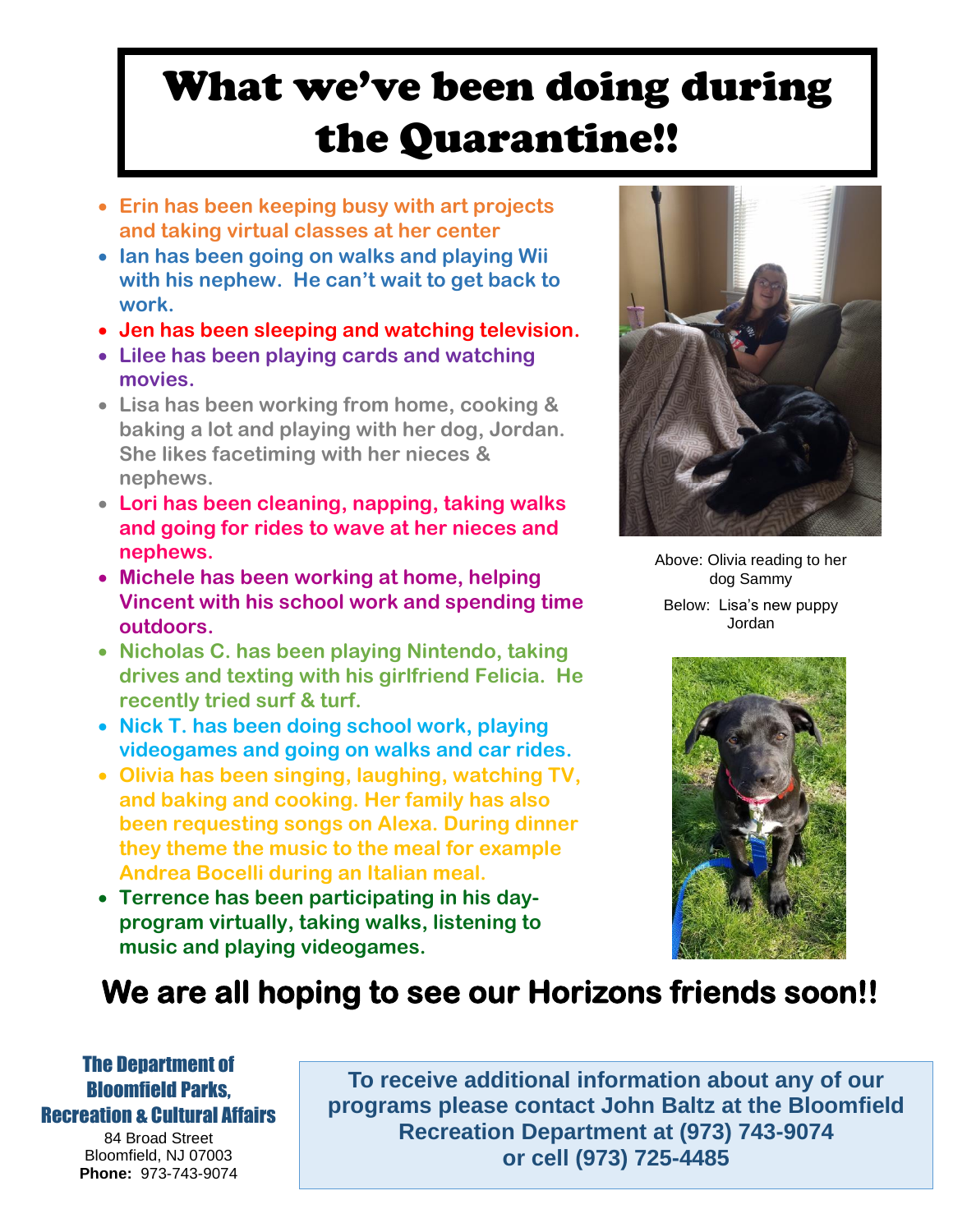# What we've been doing during the Quarantine!!

- **Erin has been keeping busy with art projects and taking virtual classes at her center**
- **Ian has been going on walks and playing Wii with his nephew. He can't wait to get back to work.**
- **Jen has been sleeping and watching television.**
- **Lilee has been playing cards and watching movies.**
- **Lisa has been working from home, cooking & baking a lot and playing with her dog, Jordan. She likes facetiming with her nieces & nephews.**
- **Lori has been cleaning, napping, taking walks and going for rides to wave at her nieces and nephews.**
- **Michele has been working at home, helping Vincent with his school work and spending time outdoors.**
- **Nicholas C. has been playing Nintendo, taking drives and texting with his girlfriend Felicia. He recently tried surf & turf.**
- **Nick T. has been doing school work, playing videogames and going on walks and car rides.**
- **Olivia has been singing, laughing, watching TV, and baking and cooking. Her family has also been requesting songs on Alexa. During dinner they theme the music to the meal for example Andrea Bocelli during an Italian meal.**
- **Terrence has been participating in his day-program virtually, taking walks, listening to music and playing videogames.**

Above: Olivia reading to her dog Sammy

Below: Lisa's new puppy Jordan

## We are all hoping to see our Horizons friends soon!!

**The Department of Bloomfield Parks, Recreation & Cultural Affairs**

84 Broad Street
Bloomfield, NJ 07003
**Phone:** 973-743-9074

**To receive additional information about any of our programs please contact John Baltz at the Bloomfield Recreation Department at (973) 743-9074 or cell (973) 725-4485**